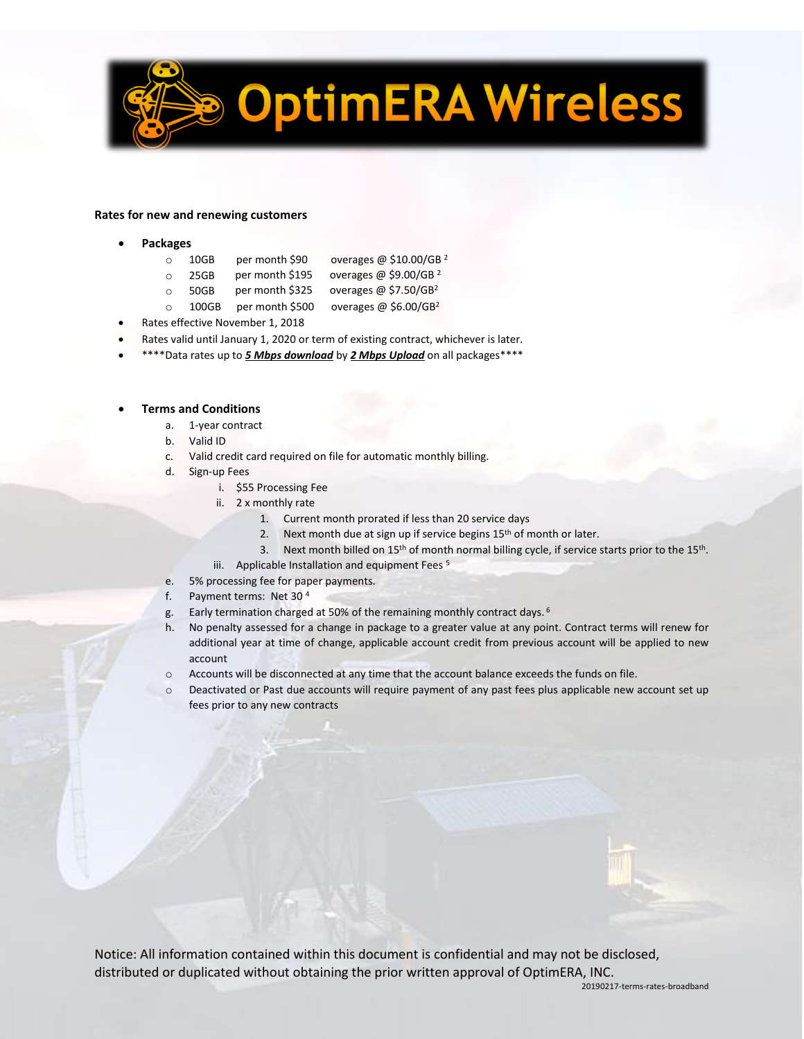# OptimERA Wireless

**Rates for new and renewing customers**

- **Packages**
  - 10GB per month $90 overages @ $10.00/GB [2]
  - 25GB per month $195 overages @ $9.00/GB [2]
  - 50GB per month $325 overages @ $7.50/GB[2]
  - 100GB per month $500 overages @ $6.00/GB[2]
- Rates effective November 1, 2018
- Rates valid until January 1, 2020 or term of existing contract, whichever is later.
- ****Data rates up to ***5 Mbps download*** by ***2 Mbps Upload*** on all packages****

- **Terms and Conditions**
  a. 1-year contract
  b. Valid ID
  c. Valid credit card required on file for automatic monthly billing.
  d. Sign-up Fees
     i. $55 Processing Fee
     ii. 2 x monthly rate
        1. Current month prorated if less than 20 service days
        2. Next month due at sign up if service begins 15th of month or later.
        3. Next month billed on 15th of month normal billing cycle, if service starts prior to the 15th.
     iii. Applicable Installation and equipment Fees [5]
  e. 5% processing fee for paper payments.
  f. Payment terms: Net 30 [4]
  g. Early termination charged at 50% of the remaining monthly contract days. [6]
  h. No penalty assessed for a change in package to a greater value at any point. Contract terms will renew for additional year at time of change, applicable account credit from previous account will be applied to new account
  - Accounts will be disconnected at any time that the account balance exceeds the funds on file.
  - Deactivated or Past due accounts will require payment of any past fees plus applicable new account set up fees prior to any new contracts

Notice: All information contained within this document is confidential and may not be disclosed, distributed or duplicated without obtaining the prior written approval of OptimERA, INC.

20190217-terms-rates-broadband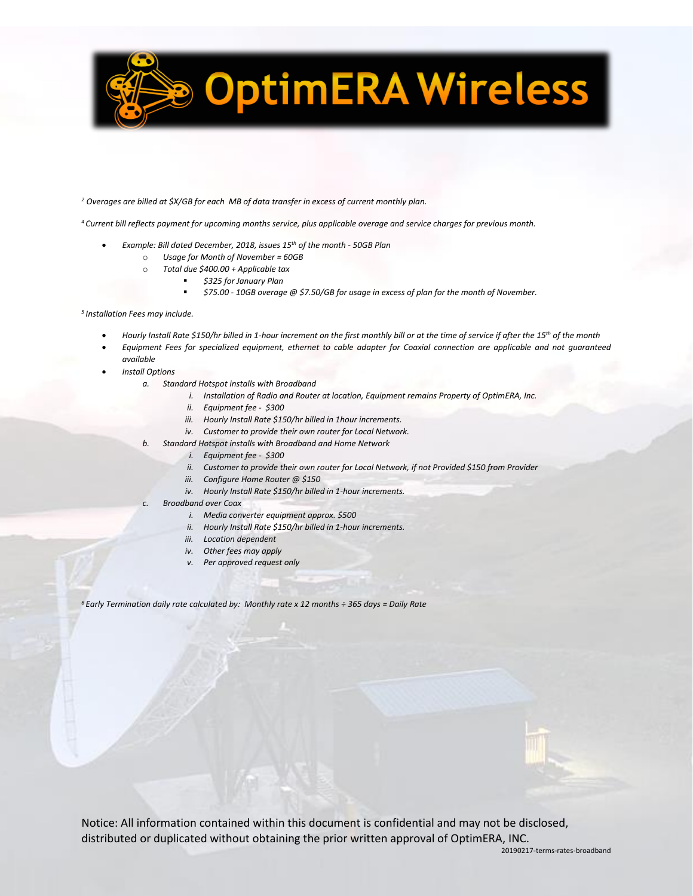# OptimERA Wireless

[2] *Overages are billed at $X/GB for each MB of data transfer in excess of current monthly plan.*

[4] *Current bill reflects payment for upcoming months service, plus applicable overage and service charges for previous month.*

- *Example: Bill dated December, 2018, issues 15th of the month - 50GB Plan*
  - *Usage for Month of November = 60GB*
  - *Total due $400.00 + Applicable tax*
    - *$325 for January Plan*
    - *$75.00 - 10GB overage @ $7.50/GB for usage in excess of plan for the month of November.*

[5] *Installation Fees may include.*

- *Hourly Install Rate $150/hr billed in 1-hour increment on the first monthly bill or at the time of service if after the 15th of the month*
- *Equipment Fees for specialized equipment, ethernet to cable adapter for Coaxial connection are applicable and not guaranteed available*
- *Install Options*
  - a. *Standard Hotspot installs with Broadband*
    - i. *Installation of Radio and Router at location, Equipment remains Property of OptimERA, Inc.*
    - ii. *Equipment fee - $300*
    - iii. *Hourly Install Rate $150/hr billed in 1hour increments.*
    - iv. *Customer to provide their own router for Local Network.*
  - b. *Standard Hotspot installs with Broadband and Home Network*
    - i. *Equipment fee - $300*
    - ii. *Customer to provide their own router for Local Network, if not Provided $150 from Provider*
    - iii. *Configure Home Router @ $150*
    - iv. *Hourly Install Rate $150/hr billed in 1-hour increments.*
  - c. *Broadband over Coax*
    - i. *Media converter equipment approx. $500*
    - ii. *Hourly Install Rate $150/hr billed in 1-hour increments.*
    - iii. *Location dependent*
    - iv. *Other fees may apply*
    - v. *Per approved request only*

[6] *Early Termination daily rate calculated by: Monthly rate x 12 months ÷ 365 days = Daily Rate*

Notice: All information contained within this document is confidential and may not be disclosed, distributed or duplicated without obtaining the prior written approval of OptimERA, INC.

20190217-terms-rates-broadband